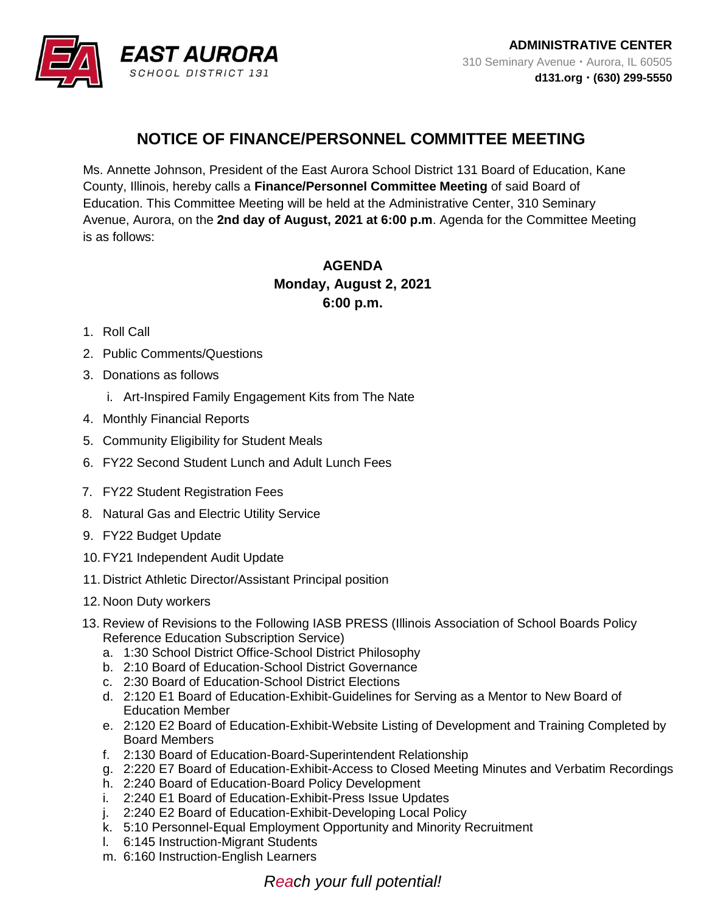**EAST AURORA**
SCHOOL DISTRICT 131

**ADMINISTRATIVE CENTER**
310 Seminary Avenue • Aurora, IL 60505
**d131.org • (630) 299-5550**

# NOTICE OF FINANCE/PERSONNEL COMMITTEE MEETING

Ms. Annette Johnson, President of the East Aurora School District 131 Board of Education, Kane County, Illinois, hereby calls a **Finance/Personnel Committee Meeting** of said Board of Education. This Committee Meeting will be held at the Administrative Center, 310 Seminary Avenue, Aurora, on the **2nd day of August, 2021 at 6:00 p.m**. Agenda for the Committee Meeting is as follows:

## AGENDA
**Monday, August 2, 2021**
**6:00 p.m.**

1. Roll Call
2. Public Comments/Questions
3. Donations as follows
   i. Art-Inspired Family Engagement Kits from The Nate
4. Monthly Financial Reports
5. Community Eligibility for Student Meals
6. FY22 Second Student Lunch and Adult Lunch Fees
7. FY22 Student Registration Fees
8. Natural Gas and Electric Utility Service
9. FY22 Budget Update
10. FY21 Independent Audit Update
11. District Athletic Director/Assistant Principal position
12. Noon Duty workers
13. Review of Revisions to the Following IASB PRESS (Illinois Association of School Boards Policy Reference Education Subscription Service)
    a. 1:30 School District Office-School District Philosophy
    b. 2:10 Board of Education-School District Governance
    c. 2:30 Board of Education-School District Elections
    d. 2:120 E1 Board of Education-Exhibit-Guidelines for Serving as a Mentor to New Board of Education Member
    e. 2:120 E2 Board of Education-Exhibit-Website Listing of Development and Training Completed by Board Members
    f. 2:130 Board of Education-Board-Superintendent Relationship
    g. 2:220 E7 Board of Education-Exhibit-Access to Closed Meeting Minutes and Verbatim Recordings
    h. 2:240 Board of Education-Board Policy Development
    i. 2:240 E1 Board of Education-Exhibit-Press Issue Updates
    j. 2:240 E2 Board of Education-Exhibit-Developing Local Policy
    k. 5:10 Personnel-Equal Employment Opportunity and Minority Recruitment
    l. 6:145 Instruction-Migrant Students
    m. 6:160 Instruction-English Learners

*Reach your full potential!*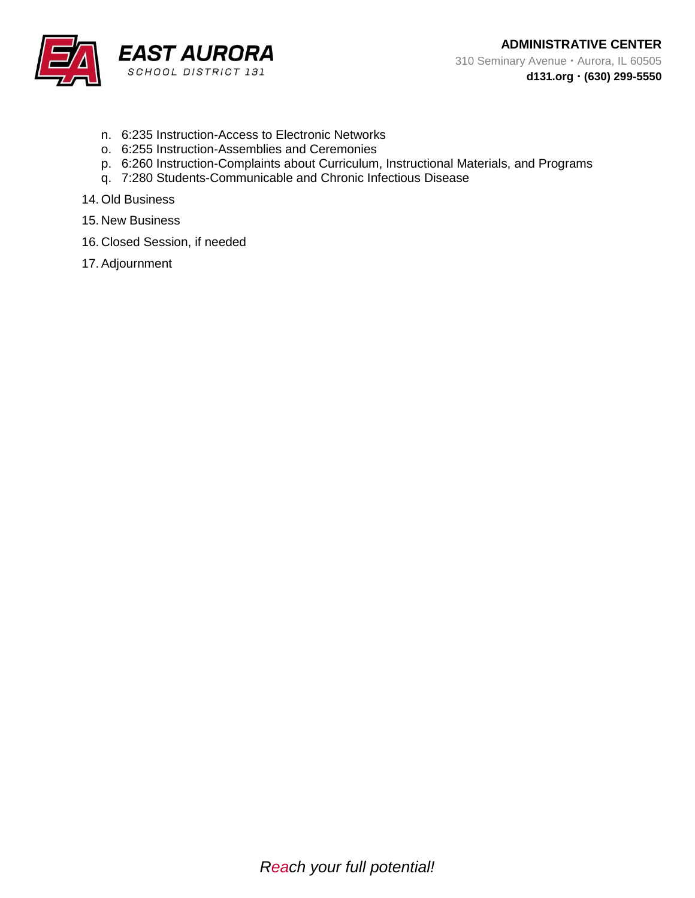n. 6:235 Instruction-Access to Electronic Networks
   o. 6:255 Instruction-Assemblies and Ceremonies
   p. 6:260 Instruction-Complaints about Curriculum, Instructional Materials, and Programs
   q. 7:280 Students-Communicable and Chronic Infectious Disease

14. Old Business
15. New Business
16. Closed Session, if needed
17. Adjournment